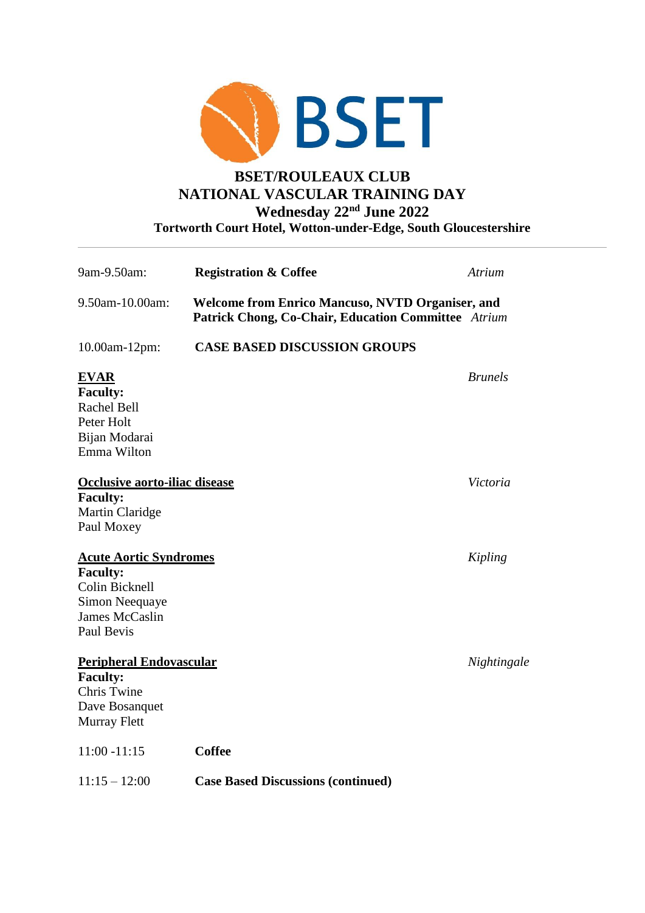BSET

# BSET/ROULEAUX CLUB
# NATIONAL VASCULAR TRAINING DAY
## Wednesday 22nd June 2022
### Tortworth Court Hotel, Wotton-under-Edge, South Gloucestershire

---

9am-9.50am: **Registration & Coffee** *Atrium*

9.50am-10.00am: **Welcome from Enrico Mancuso, NVTD Organiser, and Patrick Chong, Co-Chair, Education Committee** *Atrium*

10.00am-12pm: **CASE BASED DISCUSSION GROUPS**

**EVAR** *Brunels*
**Faculty:**
Rachel Bell
Peter Holt
Bijan Modarai
Emma Wilton

**Occlusive aorto-iliac disease** *Victoria*
**Faculty:**
Martin Claridge
Paul Moxey

**Acute Aortic Syndromes** *Kipling*
**Faculty:**
Colin Bicknell
Simon Neequaye
James McCaslin
Paul Bevis

**Peripheral Endovascular** *Nightingale*
**Faculty:**
Chris Twine
Dave Bosanquet
Murray Flett

11:00 -11:15 **Coffee**

11:15 – 12:00 **Case Based Discussions (continued)**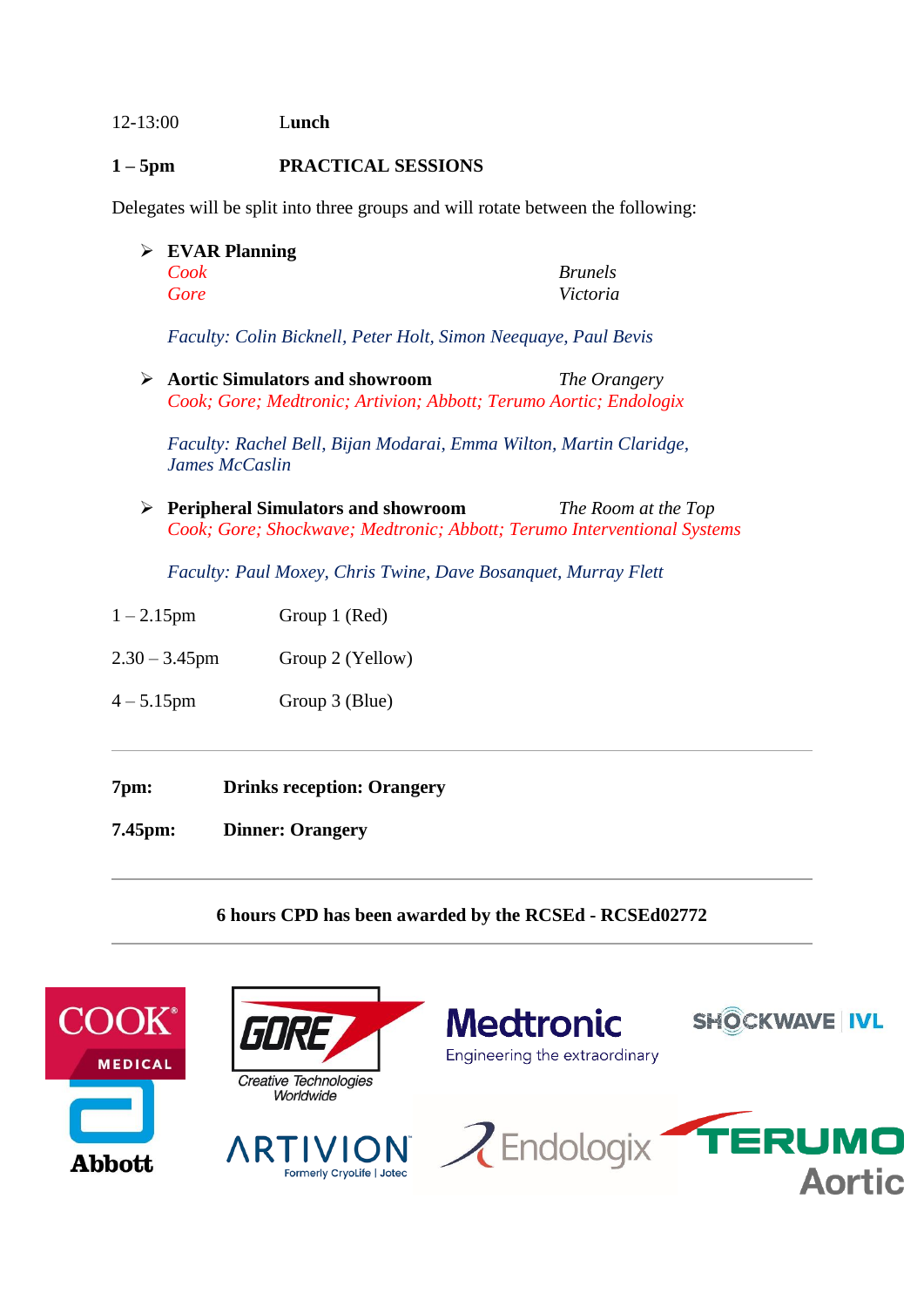12-13:00 **Lunch**

**1 – 5pm PRACTICAL SESSIONS**

Delegates will be split into three groups and will rotate between the following:

- **EVAR Planning**
  *Cook* — *Brunels*
  *Gore* — *Victoria*

  *Faculty: Colin Bicknell, Peter Holt, Simon Neequaye, Paul Bevis*

- **Aortic Simulators and showroom** — *The Orangery*
  *Cook; Gore; Medtronic; Artivion; Abbott; Terumo Aortic; Endologix*

  *Faculty: Rachel Bell, Bijan Modarai, Emma Wilton, Martin Claridge, James McCaslin*

- **Peripheral Simulators and showroom** — *The Room at the Top*
  *Cook; Gore; Shockwave; Medtronic; Abbott; Terumo Interventional Systems*

  *Faculty: Paul Moxey, Chris Twine, Dave Bosanquet, Murray Flett*

| | |
|---|---|
| 1 – 2.15pm | Group 1 (Red) |
| 2.30 – 3.45pm | Group 2 (Yellow) |
| 4 – 5.15pm | Group 3 (Blue) |

---

**7pm: Drinks reception: Orangery**

**7.45pm: Dinner: Orangery**

---

**6 hours CPD has been awarded by the RCSEd - RCSEd02772**

---

COOK MEDICAL

GORE Creative Technologies Worldwide

Medtronic Engineering the extraordinary

SHOCKWAVE IVL

Abbott

ARTIVION Formerly CryoLife | Jotec

Endologix

TERUMO Aortic